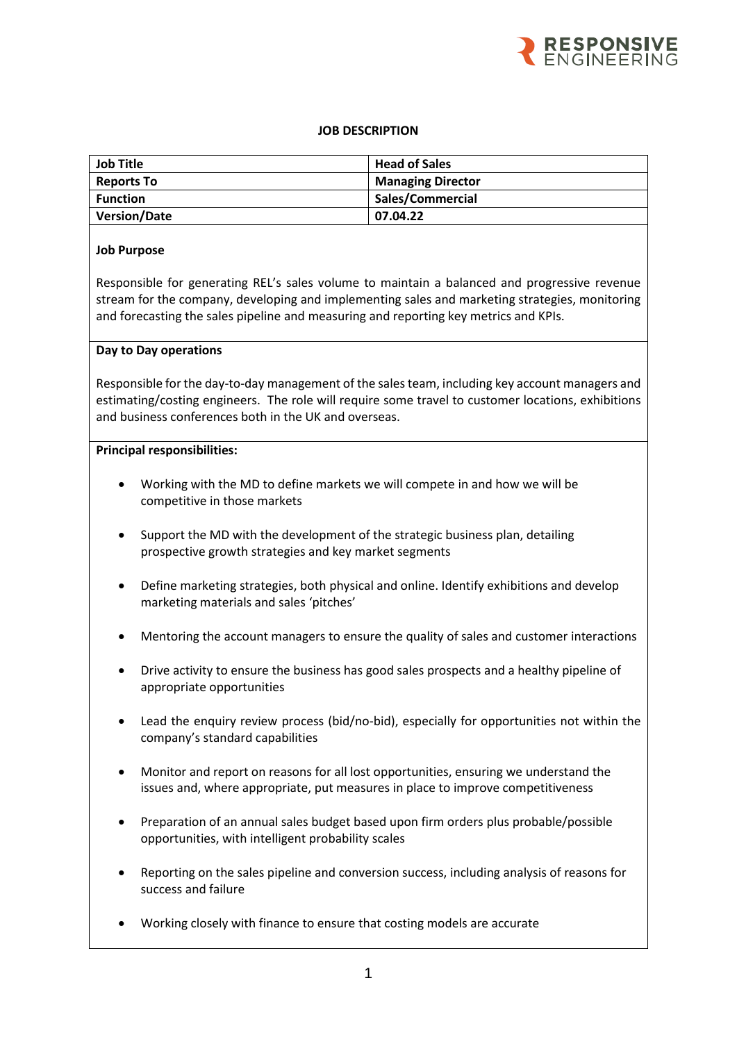RESPONSIVE ENGINEERING

# JOB DESCRIPTION

| Job Title | Head of Sales |
|---|---|
| Reports To | Managing Director |
| Function | Sales/Commercial |
| Version/Date | 07.04.22 |

**Job Purpose**

Responsible for generating REL's sales volume to maintain a balanced and progressive revenue stream for the company, developing and implementing sales and marketing strategies, monitoring and forecasting the sales pipeline and measuring and reporting key metrics and KPIs.

**Day to Day operations**

Responsible for the day-to-day management of the sales team, including key account managers and estimating/costing engineers. The role will require some travel to customer locations, exhibitions and business conferences both in the UK and overseas.

**Principal responsibilities:**

- Working with the MD to define markets we will compete in and how we will be competitive in those markets
- Support the MD with the development of the strategic business plan, detailing prospective growth strategies and key market segments
- Define marketing strategies, both physical and online. Identify exhibitions and develop marketing materials and sales 'pitches'
- Mentoring the account managers to ensure the quality of sales and customer interactions
- Drive activity to ensure the business has good sales prospects and a healthy pipeline of appropriate opportunities
- Lead the enquiry review process (bid/no-bid), especially for opportunities not within the company's standard capabilities
- Monitor and report on reasons for all lost opportunities, ensuring we understand the issues and, where appropriate, put measures in place to improve competitiveness
- Preparation of an annual sales budget based upon firm orders plus probable/possible opportunities, with intelligent probability scales
- Reporting on the sales pipeline and conversion success, including analysis of reasons for success and failure
- Working closely with finance to ensure that costing models are accurate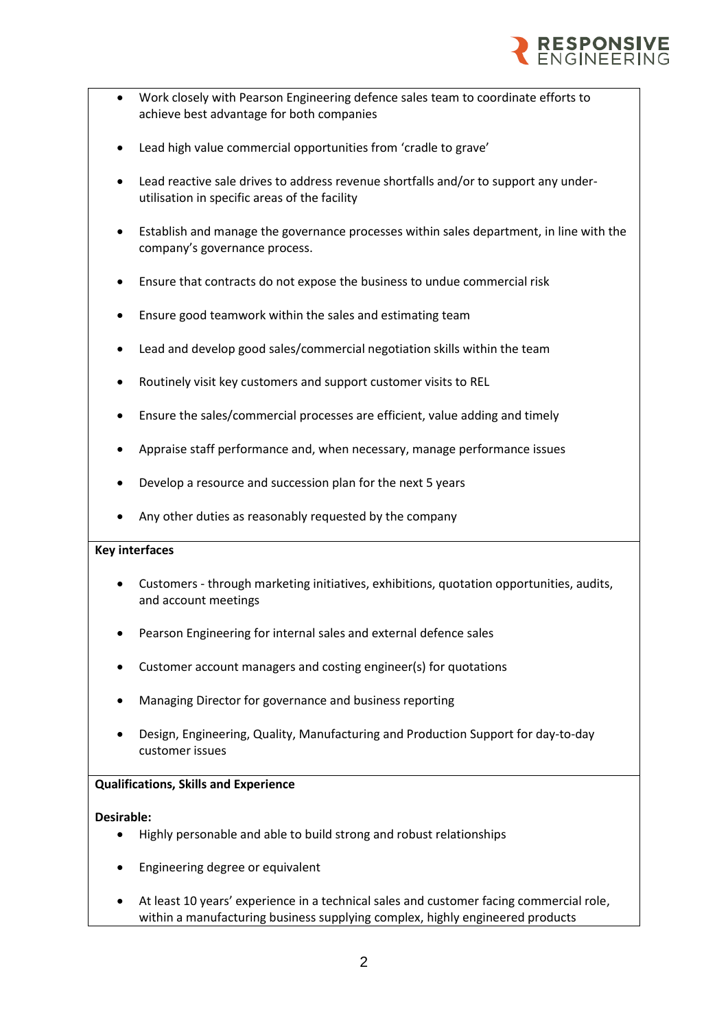- Work closely with Pearson Engineering defence sales team to coordinate efforts to achieve best advantage for both companies
- Lead high value commercial opportunities from 'cradle to grave'
- Lead reactive sale drives to address revenue shortfalls and/or to support any under-utilisation in specific areas of the facility
- Establish and manage the governance processes within sales department, in line with the company's governance process.
- Ensure that contracts do not expose the business to undue commercial risk
- Ensure good teamwork within the sales and estimating team
- Lead and develop good sales/commercial negotiation skills within the team
- Routinely visit key customers and support customer visits to REL
- Ensure the sales/commercial processes are efficient, value adding and timely
- Appraise staff performance and, when necessary, manage performance issues
- Develop a resource and succession plan for the next 5 years
- Any other duties as reasonably requested by the company

**Key interfaces**

- Customers - through marketing initiatives, exhibitions, quotation opportunities, audits, and account meetings
- Pearson Engineering for internal sales and external defence sales
- Customer account managers and costing engineer(s) for quotations
- Managing Director for governance and business reporting
- Design, Engineering, Quality, Manufacturing and Production Support for day-to-day customer issues

**Qualifications, Skills and Experience**

**Desirable:**

- Highly personable and able to build strong and robust relationships
- Engineering degree or equivalent
- At least 10 years' experience in a technical sales and customer facing commercial role, within a manufacturing business supplying complex, highly engineered products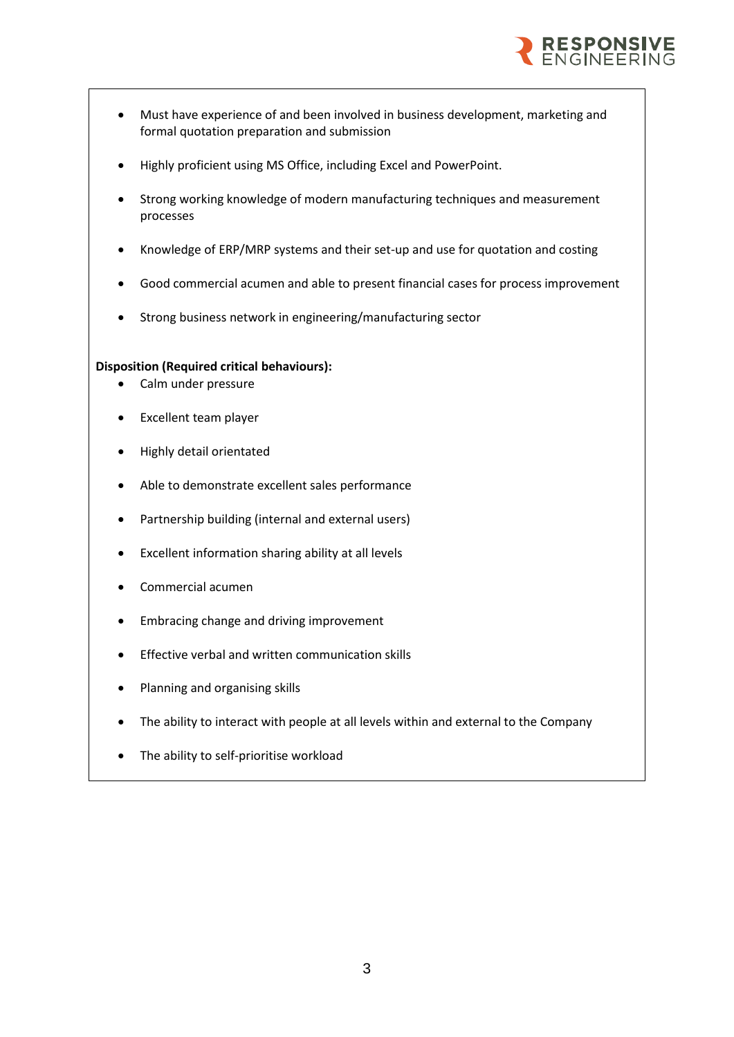- Must have experience of and been involved in business development, marketing and formal quotation preparation and submission
- Highly proficient using MS Office, including Excel and PowerPoint.
- Strong working knowledge of modern manufacturing techniques and measurement processes
- Knowledge of ERP/MRP systems and their set-up and use for quotation and costing
- Good commercial acumen and able to present financial cases for process improvement
- Strong business network in engineering/manufacturing sector

**Disposition (Required critical behaviours):**

- Calm under pressure
- Excellent team player
- Highly detail orientated
- Able to demonstrate excellent sales performance
- Partnership building (internal and external users)
- Excellent information sharing ability at all levels
- Commercial acumen
- Embracing change and driving improvement
- Effective verbal and written communication skills
- Planning and organising skills
- The ability to interact with people at all levels within and external to the Company
- The ability to self-prioritise workload